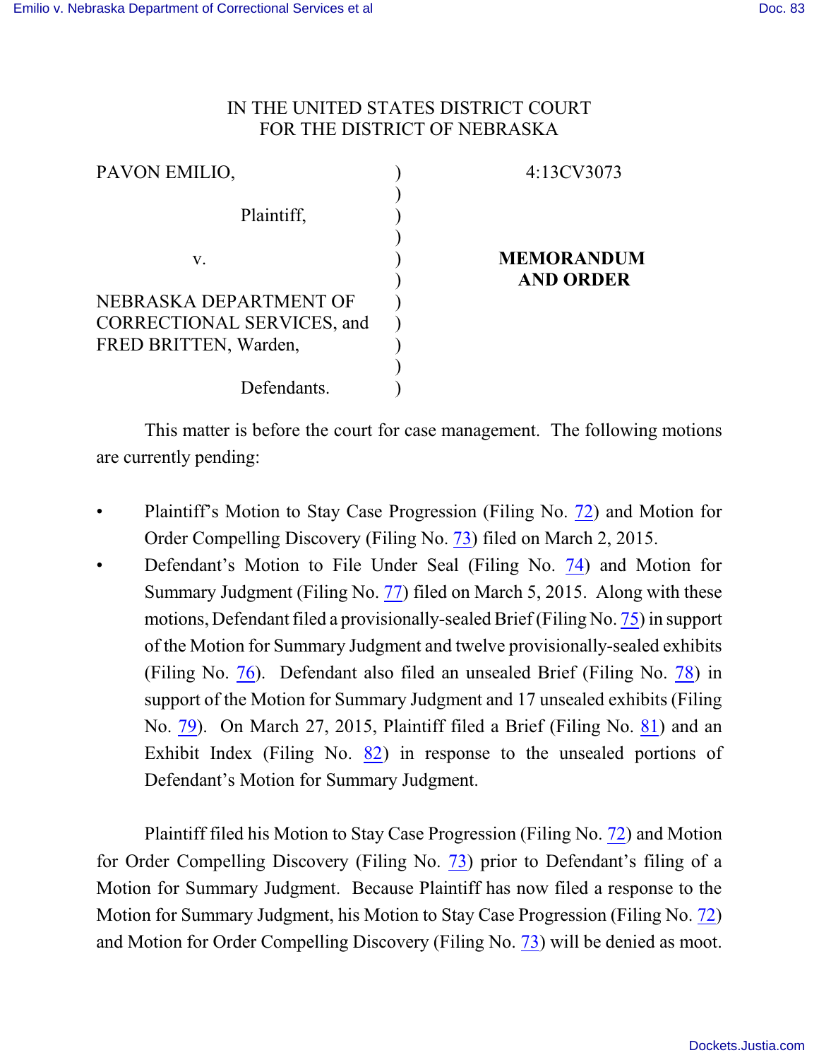IN THE UNITED STATES DISTRICT COURT
FOR THE DISTRICT OF NEBRASKA

| | | |
|---|---|---|
| PAVON EMILIO, | ) | 4:13CV3073 |
| | ) | |
| Plaintiff, | ) | |
| | ) | |
| v. | ) | **MEMORANDUM AND ORDER** |
| | ) | |
| NEBRASKA DEPARTMENT OF CORRECTIONAL SERVICES, and FRED BRITTEN, Warden, | ) | |
| | ) | |
| Defendants. | ) | |

This matter is before the court for case management. The following motions are currently pending:

- Plaintiff's Motion to Stay Case Progression (Filing No. 72) and Motion for Order Compelling Discovery (Filing No. 73) filed on March 2, 2015.
- Defendant's Motion to File Under Seal (Filing No. 74) and Motion for Summary Judgment (Filing No. 77) filed on March 5, 2015. Along with these motions, Defendant filed a provisionally-sealed Brief (Filing No. 75) in support of the Motion for Summary Judgment and twelve provisionally-sealed exhibits (Filing No. 76). Defendant also filed an unsealed Brief (Filing No. 78) in support of the Motion for Summary Judgment and 17 unsealed exhibits (Filing No. 79). On March 27, 2015, Plaintiff filed a Brief (Filing No. 81) and an Exhibit Index (Filing No. 82) in response to the unsealed portions of Defendant's Motion for Summary Judgment.

Plaintiff filed his Motion to Stay Case Progression (Filing No. 72) and Motion for Order Compelling Discovery (Filing No. 73) prior to Defendant's filing of a Motion for Summary Judgment. Because Plaintiff has now filed a response to the Motion for Summary Judgment, his Motion to Stay Case Progression (Filing No. 72) and Motion for Order Compelling Discovery (Filing No. 73) will be denied as moot.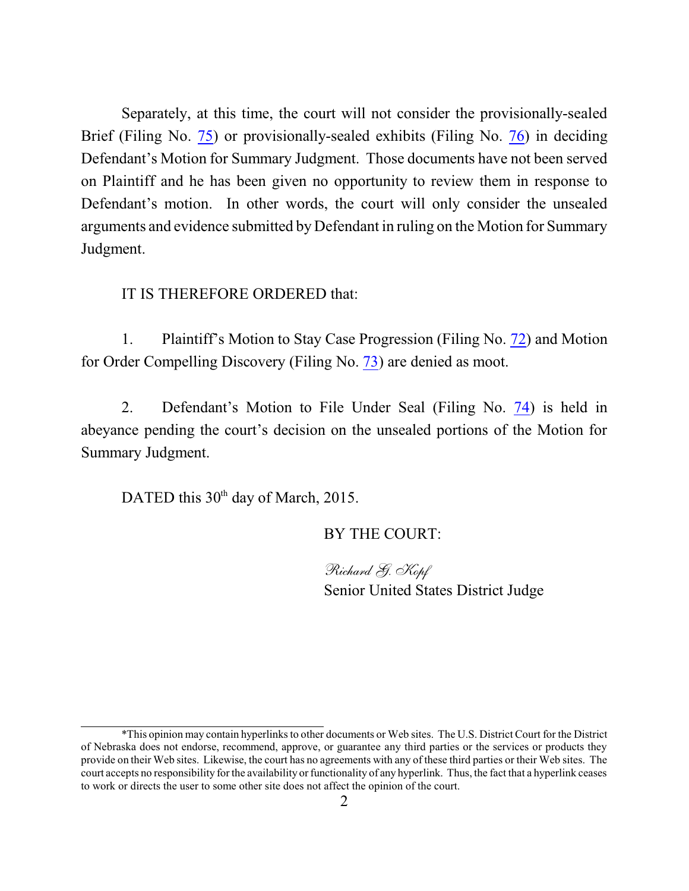Separately, at this time, the court will not consider the provisionally-sealed Brief (Filing No. 75) or provisionally-sealed exhibits (Filing No. 76) in deciding Defendant's Motion for Summary Judgment. Those documents have not been served on Plaintiff and he has been given no opportunity to review them in response to Defendant's motion. In other words, the court will only consider the unsealed arguments and evidence submitted by Defendant in ruling on the Motion for Summary Judgment.

IT IS THEREFORE ORDERED that:

1. Plaintiff's Motion to Stay Case Progression (Filing No. 72) and Motion for Order Compelling Discovery (Filing No. 73) are denied as moot.

2. Defendant's Motion to File Under Seal (Filing No. 74) is held in abeyance pending the court's decision on the unsealed portions of the Motion for Summary Judgment.

DATED this 30th day of March, 2015.

BY THE COURT:

*Richard G. Kopf*
Senior United States District Judge

---

*This opinion may contain hyperlinks to other documents or Web sites. The U.S. District Court for the District of Nebraska does not endorse, recommend, approve, or guarantee any third parties or the services or products they provide on their Web sites. Likewise, the court has no agreements with any of these third parties or their Web sites. The court accepts no responsibility for the availability or functionality of any hyperlink. Thus, the fact that a hyperlink ceases to work or directs the user to some other site does not affect the opinion of the court.